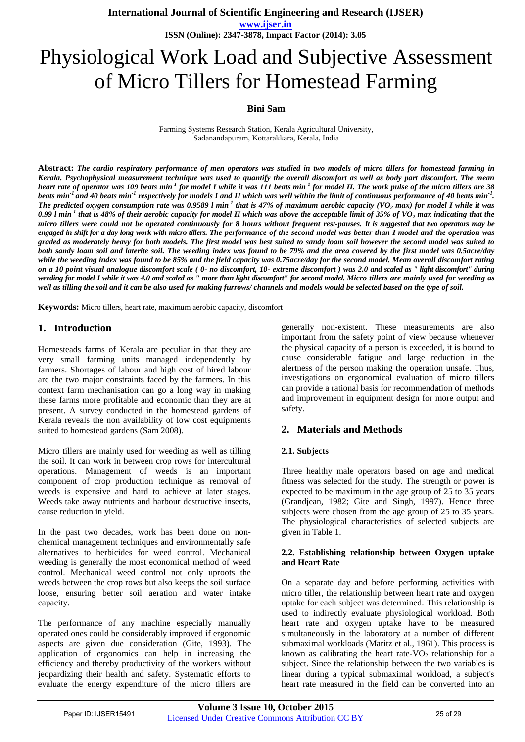# Physiological Work Load and Subjective Assessment of Micro Tillers for Homestead Farming

**Bini Sam**

Farming Systems Research Station, Kerala Agricultural University, Sadanandapuram, Kottarakkara, Kerala, India

**Abstract:** ***The cardio respiratory performance of men operators was studied in two models of micro tillers for homestead farming in Kerala. Psychophysical measurement technique was used to quantify the overall discomfort as well as body part discomfort. The mean heart rate of operator was 109 beats min$^{-1}$ for model I while it was 111 beats min$^{-1}$ for model II. The work pulse of the micro tillers are 38 beats min$^{-1}$ and 40 beats min$^{-1}$ respectively for models I and II which was well within the limit of continuous performance of 40 beats min$^{-1}$. The predicted oxygen consumption rate was 0.9589 l min$^{-1}$ that is 47% of maximum aerobic capacity ($VO_2$ max) for model I while it was 0.99 l min$^{-1}$ that is 48% of their aerobic capacity for model II which was above the acceptable limit of 35% of $VO_2$ max indicating that the micro tillers were could not be operated continuously for 8 hours without frequent rest-pauses. It is suggested that two operators may be engaged in shift for a day long work with micro tillers. The performance of the second model was better than I model and the operation was graded as moderately heavy for both models. The first model was best suited to sandy loam soil however the second model was suited to both sandy loam soil and laterite soil. The weeding index was found to be 79% and the area covered by the first model was 0.5acre/day while the weeding index was found to be 85% and the field capacity was 0.75acre/day for the second model. Mean overall discomfort rating on a 10 point visual analogue discomfort scale ( 0- no discomfort, 10- extreme discomfort ) was 2.0 and scaled as " light discomfort" during weeding for model I while it was 4.0 and scaled as " more than light discomfort" for second model. Micro tillers are mainly used for weeding as well as tilling the soil and it can be also used for making furrows/ channels and models would be selected based on the type of soil.***

**Keywords:** Micro tillers, heart rate, maximum aerobic capacity, discomfort

## 1. Introduction

Homesteads farms of Kerala are peculiar in that they are very small farming units managed independently by farmers. Shortages of labour and high cost of hired labour are the two major constraints faced by the farmers. In this context farm mechanisation can go a long way in making these farms more profitable and economic than they are at present. A survey conducted in the homestead gardens of Kerala reveals the non availability of low cost equipments suited to homestead gardens (Sam 2008).

Micro tillers are mainly used for weeding as well as tilling the soil. It can work in between crop rows for intercultural operations. Management of weeds is an important component of crop production technique as removal of weeds is expensive and hard to achieve at later stages. Weeds take away nutrients and harbour destructive insects, cause reduction in yield.

In the past two decades, work has been done on non-chemical management techniques and environmentally safe alternatives to herbicides for weed control. Mechanical weeding is generally the most economical method of weed control. Mechanical weed control not only uproots the weeds between the crop rows but also keeps the soil surface loose, ensuring better soil aeration and water intake capacity.

The performance of any machine especially manually operated ones could be considerably improved if ergonomic aspects are given due consideration (Gite, 1993). The application of ergonomics can help in increasing the efficiency and thereby productivity of the workers without jeopardizing their health and safety. Systematic efforts to evaluate the energy expenditure of the micro tillers are generally non-existent. These measurements are also important from the safety point of view because whenever the physical capacity of a person is exceeded, it is bound to cause considerable fatigue and large reduction in the alertness of the person making the operation unsafe. Thus, investigations on ergonomical evaluation of micro tillers can provide a rational basis for recommendation of methods and improvement in equipment design for more output and safety.

## 2. Materials and Methods

### 2.1. Subjects

Three healthy male operators based on age and medical fitness was selected for the study. The strength or power is expected to be maximum in the age group of 25 to 35 years (Grandjean, 1982; Gite and Singh, 1997). Hence three subjects were chosen from the age group of 25 to 35 years. The physiological characteristics of selected subjects are given in Table 1.

### 2.2. Establishing relationship between Oxygen uptake and Heart Rate

On a separate day and before performing activities with micro tiller, the relationship between heart rate and oxygen uptake for each subject was determined. This relationship is used to indirectly evaluate physiological workload. Both heart rate and oxygen uptake have to be measured simultaneously in the laboratory at a number of different submaximal workloads (Maritz et al., 1961). This process is known as calibrating the heart rate-$VO_2$ relationship for a subject. Since the relationship between the two variables is linear during a typical submaximal workload, a subject's heart rate measured in the field can be converted into an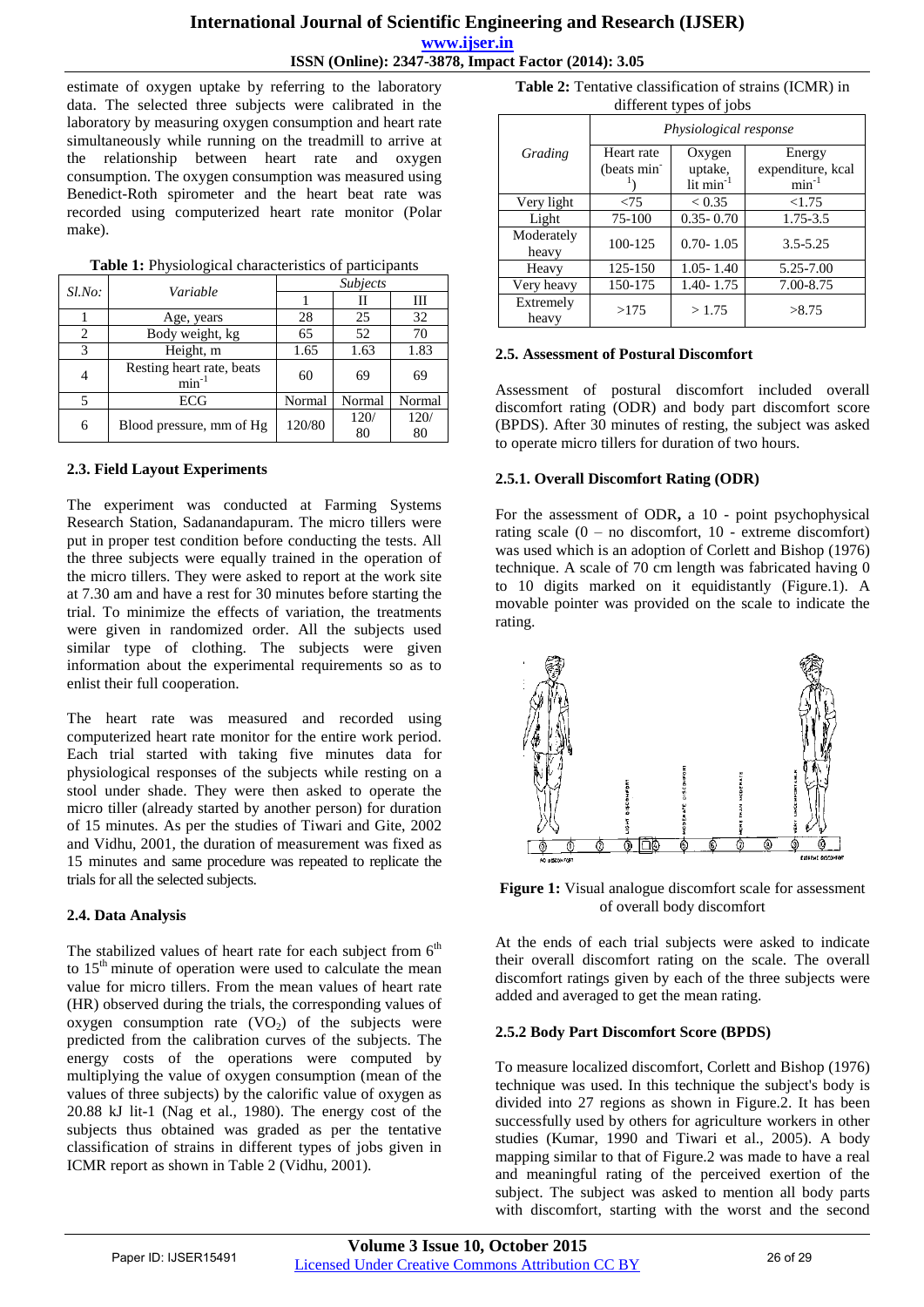estimate of oxygen uptake by referring to the laboratory data. The selected three subjects were calibrated in the laboratory by measuring oxygen consumption and heart rate simultaneously while running on the treadmill to arrive at the relationship between heart rate and oxygen consumption. The oxygen consumption was measured using Benedict-Roth spirometer and the heart beat rate was recorded using computerized heart rate monitor (Polar make).

**Table 1:** Physiological characteristics of participants

| *Sl.No:* | *Variable* | *Subjects* | | |
|---|---|---|---|---|
| | | 1 | II | III |
| 1 | Age, years | 28 | 25 | 32 |
| 2 | Body weight, kg | 65 | 52 | 70 |
| 3 | Height, m | 1.65 | 1.63 | 1.83 |
| 4 | Resting heart rate, beats $min^{-1}$ | 60 | 69 | 69 |
| 5 | ECG | Normal | Normal | Normal |
| 6 | Blood pressure, mm of Hg | 120/80 | 120/80 | 120/80 |

### 2.3. Field Layout Experiments

The experiment was conducted at Farming Systems Research Station, Sadanandapuram. The micro tillers were put in proper test condition before conducting the tests. All the three subjects were equally trained in the operation of the micro tillers. They were asked to report at the work site at 7.30 am and have a rest for 30 minutes before starting the trial. To minimize the effects of variation, the treatments were given in randomized order. All the subjects used similar type of clothing. The subjects were given information about the experimental requirements so as to enlist their full cooperation.

The heart rate was measured and recorded using computerized heart rate monitor for the entire work period. Each trial started with taking five minutes data for physiological responses of the subjects while resting on a stool under shade. They were then asked to operate the micro tiller (already started by another person) for duration of 15 minutes. As per the studies of Tiwari and Gite, 2002 and Vidhu, 2001, the duration of measurement was fixed as 15 minutes and same procedure was repeated to replicate the trials for all the selected subjects.

### 2.4. Data Analysis

The stabilized values of heart rate for each subject from $6^{th}$ to $15^{th}$ minute of operation were used to calculate the mean value for micro tillers. From the mean values of heart rate (HR) observed during the trials, the corresponding values of oxygen consumption rate ($VO_2$) of the subjects were predicted from the calibration curves of the subjects. The energy costs of the operations were computed by multiplying the value of oxygen consumption (mean of the values of three subjects) by the calorific value of oxygen as 20.88 kJ lit-1 (Nag et al., 1980). The energy cost of the subjects thus obtained was graded as per the tentative classification of strains in different types of jobs given in ICMR report as shown in Table 2 (Vidhu, 2001).

**Table 2:** Tentative classification of strains (ICMR) in different types of jobs

| *Grading* | *Physiological response* | | |
|---|---|---|---|
| | Heart rate (beats $min^{-1}$) | Oxygen uptake, lit $min^{-1}$ | Energy expenditure, kcal $min^{-1}$ |
| Very light | <75 | < 0.35 | <1.75 |
| Light | 75-100 | 0.35- 0.70 | 1.75-3.5 |
| Moderately heavy | 100-125 | 0.70- 1.05 | 3.5-5.25 |
| Heavy | 125-150 | 1.05- 1.40 | 5.25-7.00 |
| Very heavy | 150-175 | 1.40- 1.75 | 7.00-8.75 |
| Extremely heavy | >175 | > 1.75 | >8.75 |

### 2.5. Assessment of Postural Discomfort

Assessment of postural discomfort included overall discomfort rating (ODR) and body part discomfort score (BPDS). After 30 minutes of resting, the subject was asked to operate micro tillers for duration of two hours.

#### 2.5.1. Overall Discomfort Rating (ODR)

For the assessment of ODR**,** a 10 - point psychophysical rating scale (0 – no discomfort, 10 - extreme discomfort) was used which is an adoption of Corlett and Bishop (1976) technique. A scale of 70 cm length was fabricated having 0 to 10 digits marked on it equidistantly (Figure.1). A movable pointer was provided on the scale to indicate the rating.

**Figure 1:** Visual analogue discomfort scale for assessment of overall body discomfort

At the ends of each trial subjects were asked to indicate their overall discomfort rating on the scale. The overall discomfort ratings given by each of the three subjects were added and averaged to get the mean rating.

#### 2.5.2 Body Part Discomfort Score (BPDS)

To measure localized discomfort, Corlett and Bishop (1976) technique was used. In this technique the subject's body is divided into 27 regions as shown in Figure.2. It has been successfully used by others for agriculture workers in other studies (Kumar, 1990 and Tiwari et al., 2005). A body mapping similar to that of Figure.2 was made to have a real and meaningful rating of the perceived exertion of the subject. The subject was asked to mention all body parts with discomfort, starting with the worst and the second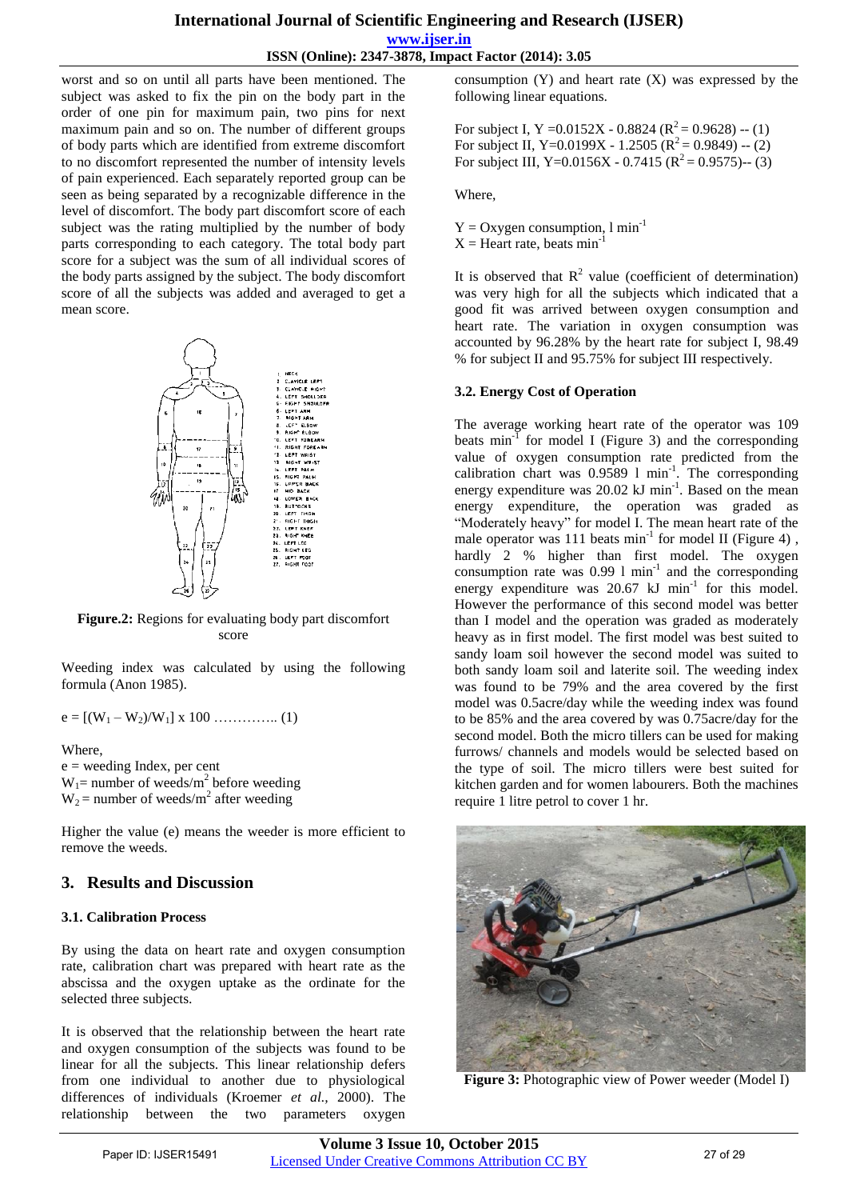worst and so on until all parts have been mentioned. The subject was asked to fix the pin on the body part in the order of one pin for maximum pain, two pins for next maximum pain and so on. The number of different groups of body parts which are identified from extreme discomfort to no discomfort represented the number of intensity levels of pain experienced. Each separately reported group can be seen as being separated by a recognizable difference in the level of discomfort. The body part discomfort score of each subject was the rating multiplied by the number of body parts corresponding to each category. The total body part score for a subject was the sum of all individual scores of the body parts assigned by the subject. The body discomfort score of all the subjects was added and averaged to get a mean score.

**Figure.2:** Regions for evaluating body part discomfort score

Weeding index was calculated by using the following formula (Anon 1985).

$$e = [(W_1 - W_2)/W_1] \times 100 \quad \text{.............. (1)}$$

Where,
$e$ = weeding Index, per cent
$W_1$ = number of weeds/$m^2$ before weeding
$W_2$ = number of weeds/$m^2$ after weeding

Higher the value (e) means the weeder is more efficient to remove the weeds.

## 3. Results and Discussion

### 3.1. Calibration Process

By using the data on heart rate and oxygen consumption rate, calibration chart was prepared with heart rate as the abscissa and the oxygen uptake as the ordinate for the selected three subjects.

It is observed that the relationship between the heart rate and oxygen consumption of the subjects was found to be linear for all the subjects. This linear relationship defers from one individual to another due to physiological differences of individuals (Kroemer *et al.,* 2000). The relationship between the two parameters oxygen consumption (Y) and heart rate (X) was expressed by the following linear equations.

For subject I, $Y = 0.0152X - 0.8824$ ($R^2 = 0.9628$) -- (1)
For subject II, $Y = 0.0199X - 1.2505$ ($R^2 = 0.9849$) -- (2)
For subject III, $Y = 0.0156X - 0.7415$ ($R^2 = 0.9575$)-- (3)

Where,

$Y$ = Oxygen consumption, l $min^{-1}$
$X$ = Heart rate, beats $min^{-1}$

It is observed that $R^2$ value (coefficient of determination) was very high for all the subjects which indicated that a good fit was arrived between oxygen consumption and heart rate. The variation in oxygen consumption was accounted by 96.28% by the heart rate for subject I, 98.49 % for subject II and 95.75% for subject III respectively.

### 3.2. Energy Cost of Operation

The average working heart rate of the operator was 109 beats $min^{-1}$ for model I (Figure 3) and the corresponding value of oxygen consumption rate predicted from the calibration chart was 0.9589 l $min^{-1}$. The corresponding energy expenditure was 20.02 kJ $min^{-1}$. Based on the mean energy expenditure, the operation was graded as "Moderately heavy" for model I. The mean heart rate of the male operator was 111 beats $min^{-1}$ for model II (Figure 4) , hardly 2 % higher than first model. The oxygen consumption rate was 0.99 l $min^{-1}$ and the corresponding energy expenditure was 20.67 kJ $min^{-1}$ for this model. However the performance of this second model was better than I model and the operation was graded as moderately heavy as in first model. The first model was best suited to sandy loam soil however the second model was suited to both sandy loam soil and laterite soil. The weeding index was found to be 79% and the area covered by the first model was 0.5acre/day while the weeding index was found to be 85% and the area covered by was 0.75acre/day for the second model. Both the micro tillers can be used for making furrows/ channels and models would be selected based on the type of soil. The micro tillers were best suited for kitchen garden and for women labourers. Both the machines require 1 litre petrol to cover 1 hr.

**Figure 3:** Photographic view of Power weeder (Model I)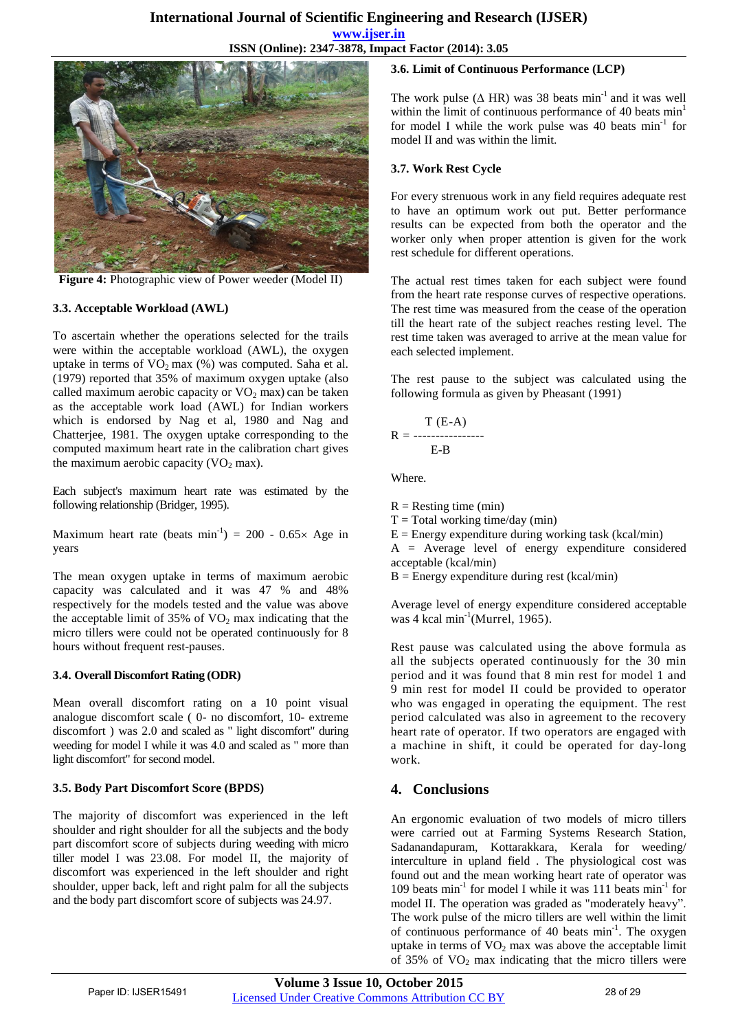**Figure 4:** Photographic view of Power weeder (Model II)

### 3.3. Acceptable Workload (AWL)

To ascertain whether the operations selected for the trails were within the acceptable workload (AWL), the oxygen uptake in terms of $VO_2$ max (%) was computed. Saha et al. (1979) reported that 35% of maximum oxygen uptake (also called maximum aerobic capacity or $VO_2$ max) can be taken as the acceptable work load (AWL) for Indian workers which is endorsed by Nag et al, 1980 and Nag and Chatterjee, 1981. The oxygen uptake corresponding to the computed maximum heart rate in the calibration chart gives the maximum aerobic capacity ($VO_2$ max).

Each subject's maximum heart rate was estimated by the following relationship (Bridger, 1995).

Maximum heart rate (beats $min^{-1}$) = 200 - 0.65× Age in years

The mean oxygen uptake in terms of maximum aerobic capacity was calculated and it was 47 % and 48% respectively for the models tested and the value was above the acceptable limit of 35% of $VO_2$ max indicating that the micro tillers were could not be operated continuously for 8 hours without frequent rest-pauses.

### 3.4. Overall Discomfort Rating (ODR)

Mean overall discomfort rating on a 10 point visual analogue discomfort scale ( 0- no discomfort, 10- extreme discomfort ) was 2.0 and scaled as " light discomfort" during weeding for model I while it was 4.0 and scaled as " more than light discomfort" for second model.

### 3.5. Body Part Discomfort Score (BPDS)

The majority of discomfort was experienced in the left shoulder and right shoulder for all the subjects and the body part discomfort score of subjects during weeding with micro tiller model I was 23.08. For model II, the majority of discomfort was experienced in the left shoulder and right shoulder, upper back, left and right palm for all the subjects and the body part discomfort score of subjects was 24.97.

### 3.6. Limit of Continuous Performance (LCP)

The work pulse (Δ HR) was 38 beats $min^{-1}$ and it was well within the limit of continuous performance of 40 beats $min^{1}$ for model I while the work pulse was 40 beats $min^{-1}$ for model II and was within the limit.

### 3.7. Work Rest Cycle

For every strenuous work in any field requires adequate rest to have an optimum work out put. Better performance results can be expected from both the operator and the worker only when proper attention is given for the work rest schedule for different operations.

The actual rest times taken for each subject were found from the heart rate response curves of respective operations. The rest time was measured from the cease of the operation till the heart rate of the subject reaches resting level. The rest time taken was averaged to arrive at the mean value for each selected implement.

The rest pause to the subject was calculated using the following formula as given by Pheasant (1991)

$$R = \frac{T\,(E-A)}{E-B}$$

Where.

R = Resting time (min)
T = Total working time/day (min)
E = Energy expenditure during working task (kcal/min)
A = Average level of energy expenditure considered acceptable (kcal/min)
B = Energy expenditure during rest (kcal/min)

Average level of energy expenditure considered acceptable was 4 kcal $min^{-1}$(Murrel, 1965).

Rest pause was calculated using the above formula as all the subjects operated continuously for the 30 min period and it was found that 8 min rest for model 1 and 9 min rest for model II could be provided to operator who was engaged in operating the equipment. The rest period calculated was also in agreement to the recovery heart rate of operator. If two operators are engaged with a machine in shift, it could be operated for day-long work.

## 4. Conclusions

An ergonomic evaluation of two models of micro tillers were carried out at Farming Systems Research Station, Sadanandapuram, Kottarakkara, Kerala for weeding/ interculture in upland field . The physiological cost was found out and the mean working heart rate of operator was 109 beats $min^{-1}$ for model I while it was 111 beats $min^{-1}$ for model II. The operation was graded as "moderately heavy". The work pulse of the micro tillers are well within the limit of continuous performance of 40 beats $min^{-1}$. The oxygen uptake in terms of $VO_2$ max was above the acceptable limit of 35% of $VO_2$ max indicating that the micro tillers were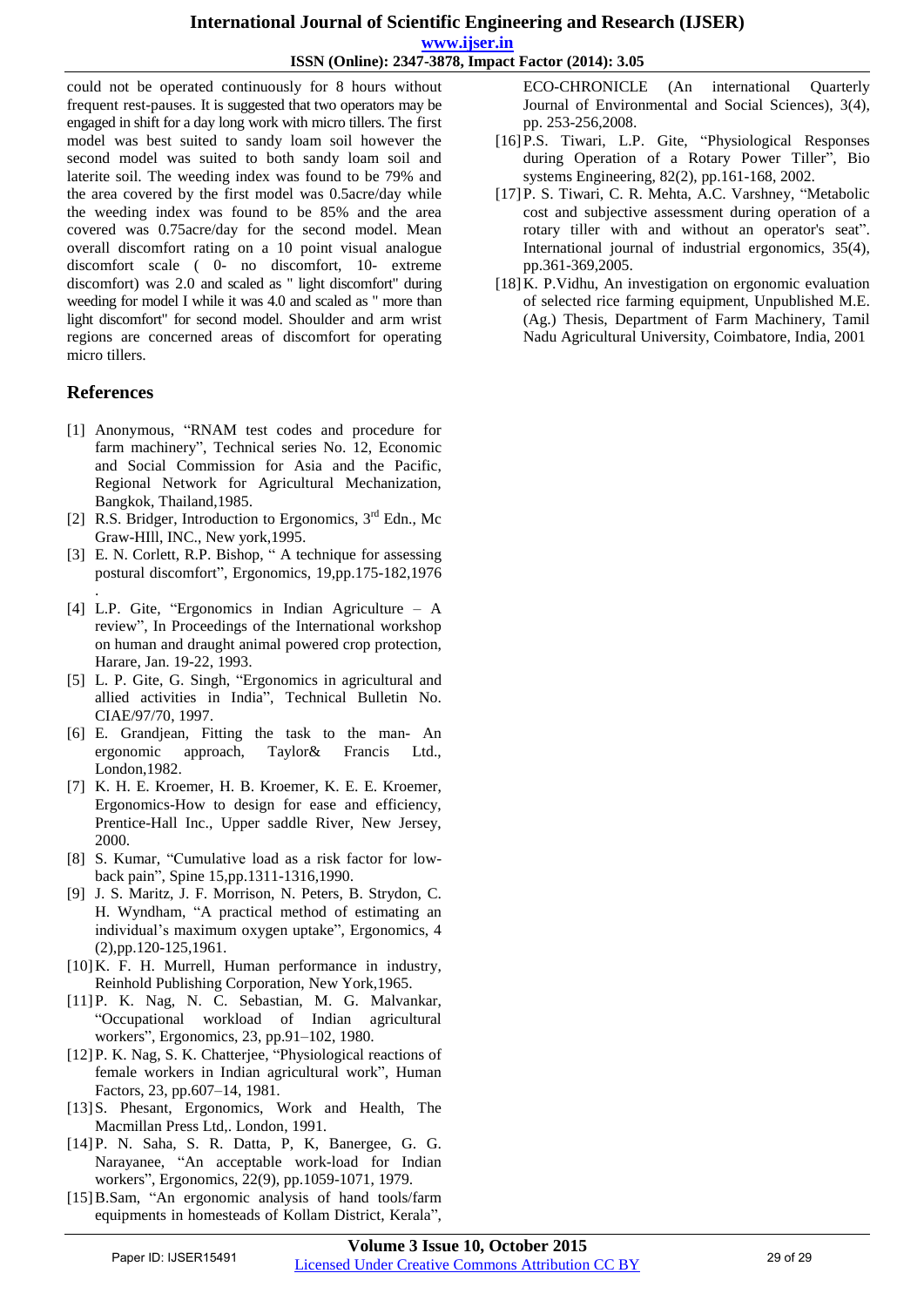could not be operated continuously for 8 hours without frequent rest-pauses. It is suggested that two operators may be engaged in shift for a day long work with micro tillers. The first model was best suited to sandy loam soil however the second model was suited to both sandy loam soil and laterite soil. The weeding index was found to be 79% and the area covered by the first model was 0.5acre/day while the weeding index was found to be 85% and the area covered was 0.75acre/day for the second model. Mean overall discomfort rating on a 10 point visual analogue discomfort scale ( 0- no discomfort, 10- extreme discomfort) was 2.0 and scaled as " light discomfort" during weeding for model I while it was 4.0 and scaled as " more than light discomfort" for second model. Shoulder and arm wrist regions are concerned areas of discomfort for operating micro tillers.

## References

[1] Anonymous, "RNAM test codes and procedure for farm machinery", Technical series No. 12, Economic and Social Commission for Asia and the Pacific, Regional Network for Agricultural Mechanization, Bangkok, Thailand,1985.

[2] R.S. Bridger, Introduction to Ergonomics, 3rd Edn., Mc Graw-HIll, INC., New york,1995.

[3] E. N. Corlett, R.P. Bishop, " A technique for assessing postural discomfort", Ergonomics, 19,pp.175-182,1976 .

[4] L.P. Gite, "Ergonomics in Indian Agriculture – A review", In Proceedings of the International workshop on human and draught animal powered crop protection, Harare, Jan. 19-22, 1993.

[5] L. P. Gite, G. Singh, "Ergonomics in agricultural and allied activities in India", Technical Bulletin No. CIAE/97/70, 1997.

[6] E. Grandjean, Fitting the task to the man- An ergonomic approach, Taylor& Francis Ltd., London,1982.

[7] K. H. E. Kroemer, H. B. Kroemer, K. E. E. Kroemer, Ergonomics-How to design for ease and efficiency, Prentice-Hall Inc., Upper saddle River, New Jersey, 2000.

[8] S. Kumar, "Cumulative load as a risk factor for low-back pain", Spine 15,pp.1311-1316,1990.

[9] J. S. Maritz, J. F. Morrison, N. Peters, B. Strydon, C. H. Wyndham, "A practical method of estimating an individual's maximum oxygen uptake", Ergonomics, 4 (2),pp.120-125,1961.

[10] K. F. H. Murrell, Human performance in industry, Reinhold Publishing Corporation, New York,1965.

[11] P. K. Nag, N. C. Sebastian, M. G. Malvankar, "Occupational workload of Indian agricultural workers", Ergonomics, 23, pp.91–102, 1980.

[12] P. K. Nag, S. K. Chatterjee, "Physiological reactions of female workers in Indian agricultural work", Human Factors, 23, pp.607–14, 1981.

[13] S. Phesant, Ergonomics, Work and Health, The Macmillan Press Ltd,. London, 1991.

[14] P. N. Saha, S. R. Datta, P, K, Banergee, G. G. Narayanee, "An acceptable work-load for Indian workers", Ergonomics, 22(9), pp.1059-1071, 1979.

[15] B.Sam, "An ergonomic analysis of hand tools/farm equipments in homesteads of Kollam District, Kerala", ECO-CHRONICLE (An international Quarterly Journal of Environmental and Social Sciences), 3(4), pp. 253-256,2008.

[16] P.S. Tiwari, L.P. Gite, "Physiological Responses during Operation of a Rotary Power Tiller", Bio systems Engineering, 82(2), pp.161-168, 2002.

[17] P. S. Tiwari, C. R. Mehta, A.C. Varshney, "Metabolic cost and subjective assessment during operation of a rotary tiller with and without an operator's seat". International journal of industrial ergonomics, 35(4), pp.361-369,2005.

[18] K. P.Vidhu, An investigation on ergonomic evaluation of selected rice farming equipment, Unpublished M.E. (Ag.) Thesis, Department of Farm Machinery, Tamil Nadu Agricultural University, Coimbatore, India, 2001